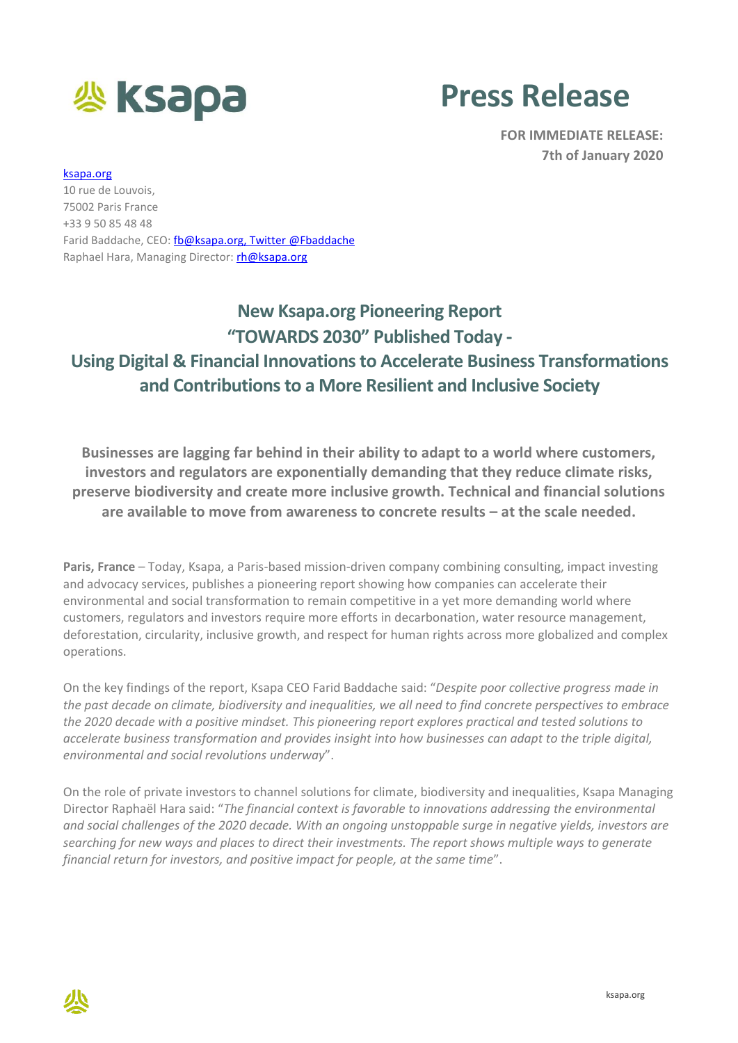ksapa

# Press Release

**FOR IMMEDIATE RELEASE:**
**7th of January 2020**

[ksapa.org](ksapa.org)
10 rue de Louvois,
75002 Paris France
+33 9 50 85 48 48
Farid Baddache, CEO: fb@ksapa.org, Twitter @Fbaddache
Raphael Hara, Managing Director: rh@ksapa.org

## New Ksapa.org Pioneering Report "TOWARDS 2030" Published Today - Using Digital & Financial Innovations to Accelerate Business Transformations and Contributions to a More Resilient and Inclusive Society

**Businesses are lagging far behind in their ability to adapt to a world where customers, investors and regulators are exponentially demanding that they reduce climate risks, preserve biodiversity and create more inclusive growth. Technical and financial solutions are available to move from awareness to concrete results – at the scale needed.**

**Paris, France** – Today, Ksapa, a Paris-based mission-driven company combining consulting, impact investing and advocacy services, publishes a pioneering report showing how companies can accelerate their environmental and social transformation to remain competitive in a yet more demanding world where customers, regulators and investors require more efforts in decarbonation, water resource management, deforestation, circularity, inclusive growth, and respect for human rights across more globalized and complex operations.

On the key findings of the report, Ksapa CEO Farid Baddache said: "*Despite poor collective progress made in the past decade on climate, biodiversity and inequalities, we all need to find concrete perspectives to embrace the 2020 decade with a positive mindset. This pioneering report explores practical and tested solutions to accelerate business transformation and provides insight into how businesses can adapt to the triple digital, environmental and social revolutions underway*".

On the role of private investors to channel solutions for climate, biodiversity and inequalities, Ksapa Managing Director Raphaël Hara said: "*The financial context is favorable to innovations addressing the environmental and social challenges of the 2020 decade. With an ongoing unstoppable surge in negative yields, investors are searching for new ways and places to direct their investments. The report shows multiple ways to generate financial return for investors, and positive impact for people, at the same time*".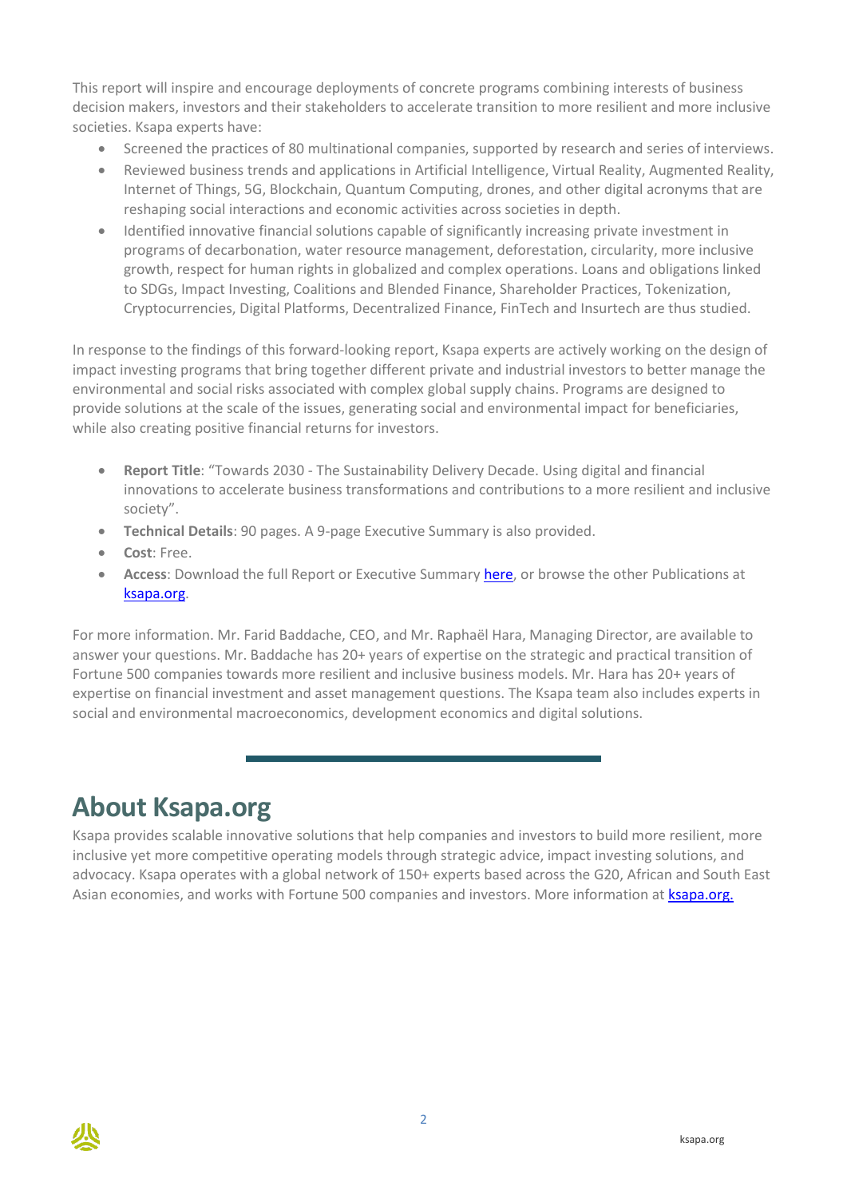This report will inspire and encourage deployments of concrete programs combining interests of business decision makers, investors and their stakeholders to accelerate transition to more resilient and more inclusive societies. Ksapa experts have:

- Screened the practices of 80 multinational companies, supported by research and series of interviews.
- Reviewed business trends and applications in Artificial Intelligence, Virtual Reality, Augmented Reality, Internet of Things, 5G, Blockchain, Quantum Computing, drones, and other digital acronyms that are reshaping social interactions and economic activities across societies in depth.
- Identified innovative financial solutions capable of significantly increasing private investment in programs of decarbonation, water resource management, deforestation, circularity, more inclusive growth, respect for human rights in globalized and complex operations. Loans and obligations linked to SDGs, Impact Investing, Coalitions and Blended Finance, Shareholder Practices, Tokenization, Cryptocurrencies, Digital Platforms, Decentralized Finance, FinTech and Insurtech are thus studied.

In response to the findings of this forward-looking report, Ksapa experts are actively working on the design of impact investing programs that bring together different private and industrial investors to better manage the environmental and social risks associated with complex global supply chains. Programs are designed to provide solutions at the scale of the issues, generating social and environmental impact for beneficiaries, while also creating positive financial returns for investors.

- **Report Title**: "Towards 2030 - The Sustainability Delivery Decade. Using digital and financial innovations to accelerate business transformations and contributions to a more resilient and inclusive society".
- **Technical Details**: 90 pages. A 9-page Executive Summary is also provided.
- **Cost**: Free.
- **Access**: Download the full Report or Executive Summary here, or browse the other Publications at ksapa.org.

For more information. Mr. Farid Baddache, CEO, and Mr. Raphaël Hara, Managing Director, are available to answer your questions. Mr. Baddache has 20+ years of expertise on the strategic and practical transition of Fortune 500 companies towards more resilient and inclusive business models. Mr. Hara has 20+ years of expertise on financial investment and asset management questions. The Ksapa team also includes experts in social and environmental macroeconomics, development economics and digital solutions.

## About Ksapa.org

Ksapa provides scalable innovative solutions that help companies and investors to build more resilient, more inclusive yet more competitive operating models through strategic advice, impact investing solutions, and advocacy. Ksapa operates with a global network of 150+ experts based across the G20, African and South East Asian economies, and works with Fortune 500 companies and investors. More information at ksapa.org.